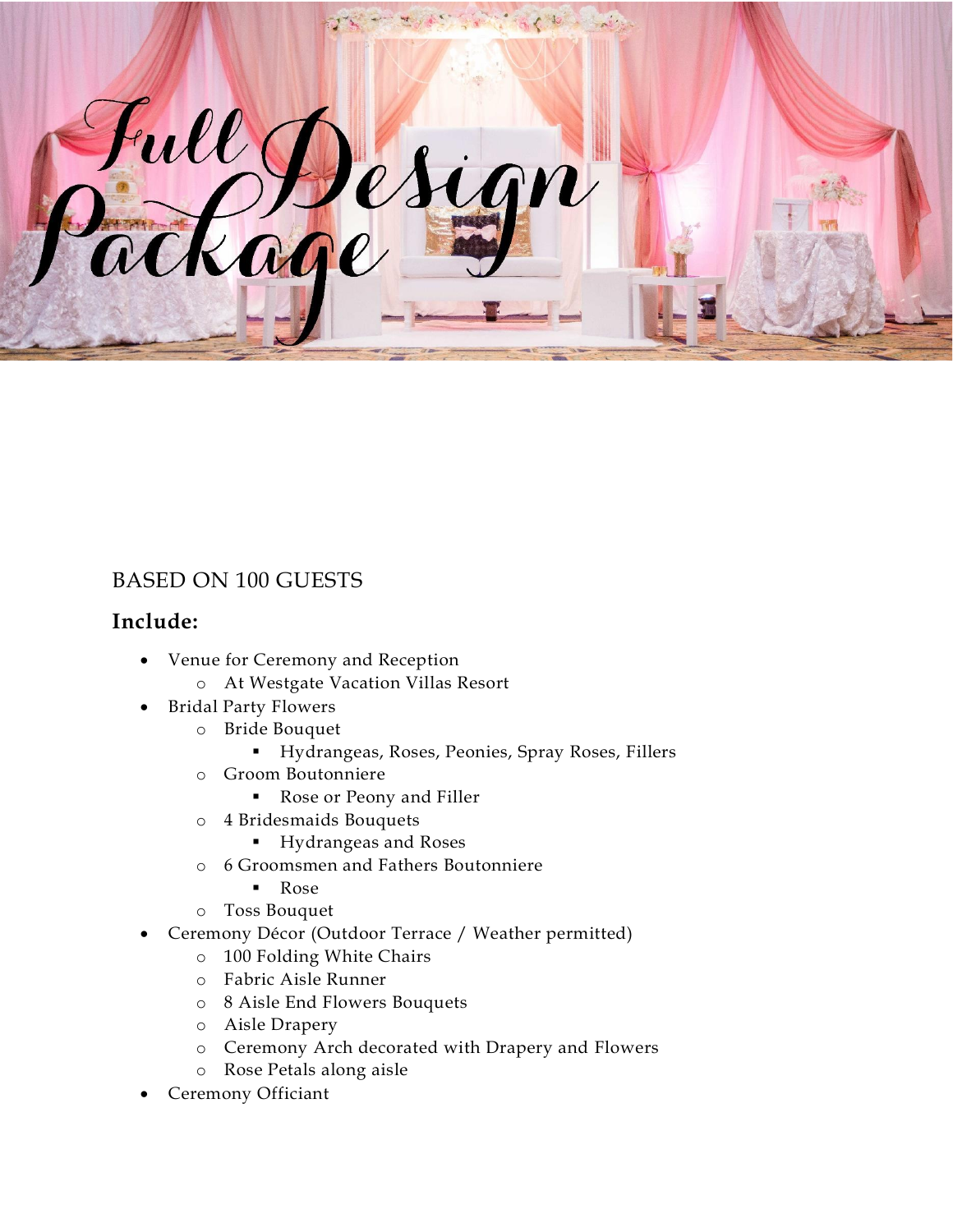# Full Design Package

BASED ON 100 GUESTS

**Include:**

- Venue for Ceremony and Reception
  - At Westgate Vacation Villas Resort
- Bridal Party Flowers
  - Bride Bouquet
    - Hydrangeas, Roses, Peonies, Spray Roses, Fillers
  - Groom Boutonniere
    - Rose or Peony and Filler
  - 4 Bridesmaids Bouquets
    - Hydrangeas and Roses
  - 6 Groomsmen and Fathers Boutonniere
    - Rose
  - Toss Bouquet
- Ceremony Décor (Outdoor Terrace / Weather permitted)
  - 100 Folding White Chairs
  - Fabric Aisle Runner
  - 8 Aisle End Flowers Bouquets
  - Aisle Drapery
  - Ceremony Arch decorated with Drapery and Flowers
  - Rose Petals along aisle
- Ceremony Officiant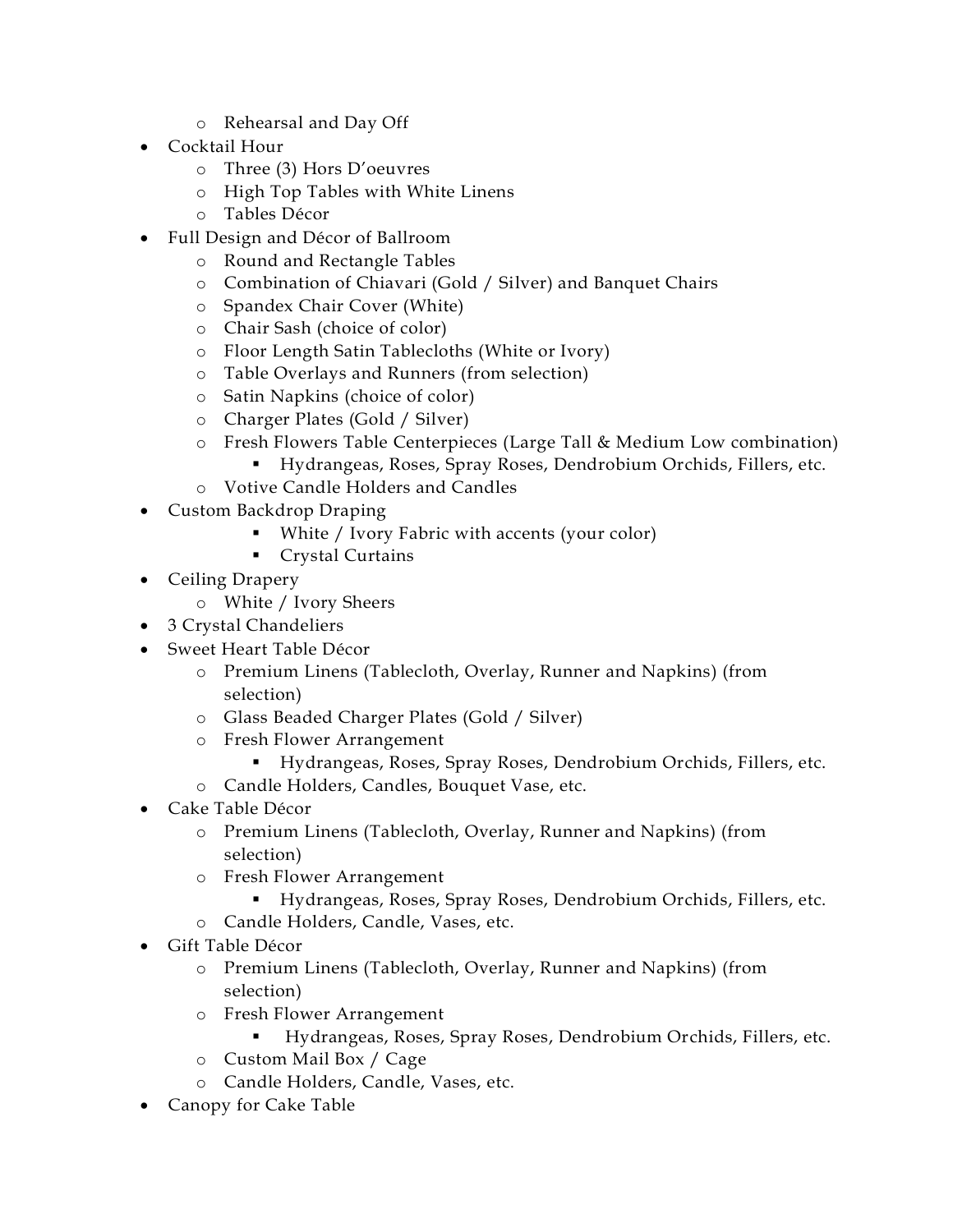- Rehearsal and Day Off
- Cocktail Hour
  - Three (3) Hors D'oeuvres
  - High Top Tables with White Linens
  - Tables Décor
- Full Design and Décor of Ballroom
  - Round and Rectangle Tables
  - Combination of Chiavari (Gold / Silver) and Banquet Chairs
  - Spandex Chair Cover (White)
  - Chair Sash (choice of color)
  - Floor Length Satin Tablecloths (White or Ivory)
  - Table Overlays and Runners (from selection)
  - Satin Napkins (choice of color)
  - Charger Plates (Gold / Silver)
  - Fresh Flowers Table Centerpieces (Large Tall & Medium Low combination)
    - Hydrangeas, Roses, Spray Roses, Dendrobium Orchids, Fillers, etc.
  - Votive Candle Holders and Candles
- Custom Backdrop Draping
    - White / Ivory Fabric with accents (your color)
    - Crystal Curtains
- Ceiling Drapery
  - White / Ivory Sheers
- 3 Crystal Chandeliers
- Sweet Heart Table Décor
  - Premium Linens (Tablecloth, Overlay, Runner and Napkins) (from selection)
  - Glass Beaded Charger Plates (Gold / Silver)
  - Fresh Flower Arrangement
    - Hydrangeas, Roses, Spray Roses, Dendrobium Orchids, Fillers, etc.
  - Candle Holders, Candles, Bouquet Vase, etc.
- Cake Table Décor
  - Premium Linens (Tablecloth, Overlay, Runner and Napkins) (from selection)
  - Fresh Flower Arrangement
    - Hydrangeas, Roses, Spray Roses, Dendrobium Orchids, Fillers, etc.
  - Candle Holders, Candle, Vases, etc.
- Gift Table Décor
  - Premium Linens (Tablecloth, Overlay, Runner and Napkins) (from selection)
  - Fresh Flower Arrangement
    - Hydrangeas, Roses, Spray Roses, Dendrobium Orchids, Fillers, etc.
  - Custom Mail Box / Cage
  - Candle Holders, Candle, Vases, etc.
- Canopy for Cake Table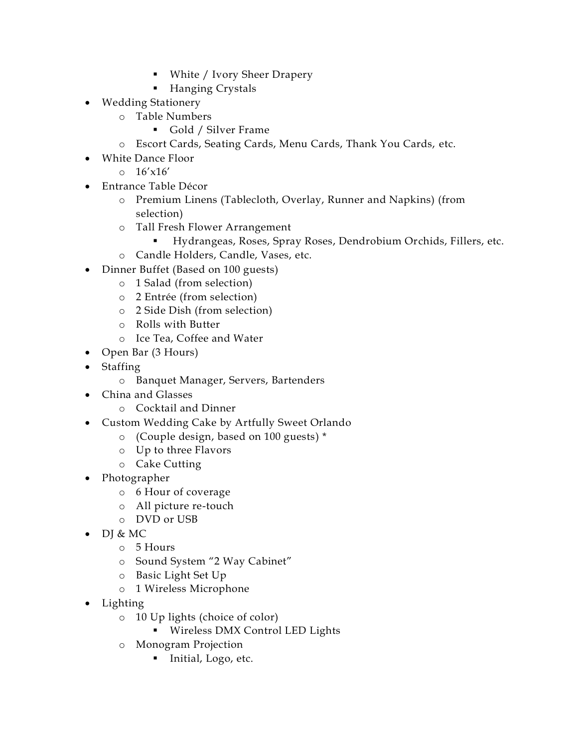- White / Ivory Sheer Drapery
    - Hanging Crystals
- Wedding Stationery
  - Table Numbers
    - Gold / Silver Frame
  - Escort Cards, Seating Cards, Menu Cards, Thank You Cards, etc.
- White Dance Floor
  - 16'x16'
- Entrance Table Décor
  - Premium Linens (Tablecloth, Overlay, Runner and Napkins) (from selection)
  - Tall Fresh Flower Arrangement
    - Hydrangeas, Roses, Spray Roses, Dendrobium Orchids, Fillers, etc.
  - Candle Holders, Candle, Vases, etc.
- Dinner Buffet (Based on 100 guests)
  - 1 Salad (from selection)
  - 2 Entrée (from selection)
  - 2 Side Dish (from selection)
  - Rolls with Butter
  - Ice Tea, Coffee and Water
- Open Bar (3 Hours)
- Staffing
  - Banquet Manager, Servers, Bartenders
- China and Glasses
  - Cocktail and Dinner
- Custom Wedding Cake by Artfully Sweet Orlando
  - (Couple design, based on 100 guests) *
  - Up to three Flavors
  - Cake Cutting
- Photographer
  - 6 Hour of coverage
  - All picture re-touch
  - DVD or USB
- DJ & MC
  - 5 Hours
  - Sound System "2 Way Cabinet"
  - Basic Light Set Up
  - 1 Wireless Microphone
- Lighting
  - 10 Up lights (choice of color)
    - Wireless DMX Control LED Lights
  - Monogram Projection
    - Initial, Logo, etc.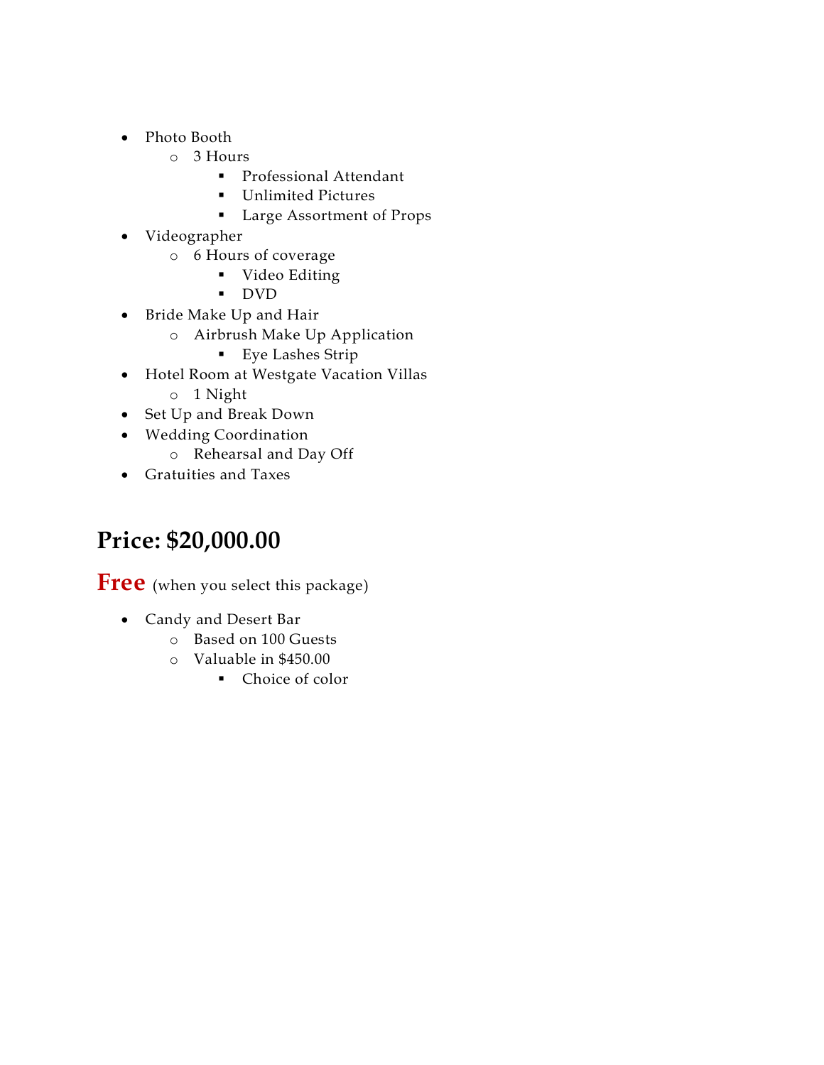- Photo Booth
    - 3 Hours
        - Professional Attendant
        - Unlimited Pictures
        - Large Assortment of Props
- Videographer
    - 6 Hours of coverage
        - Video Editing
        - DVD
- Bride Make Up and Hair
    - Airbrush Make Up Application
        - Eye Lashes Strip
- Hotel Room at Westgate Vacation Villas
    - 1 Night
- Set Up and Break Down
- Wedding Coordination
    - Rehearsal and Day Off
- Gratuities and Taxes

## Price: $20,000.00

**Free** (when you select this package)

- Candy and Desert Bar
    - Based on 100 Guests
    - Valuable in $450.00
        - Choice of color